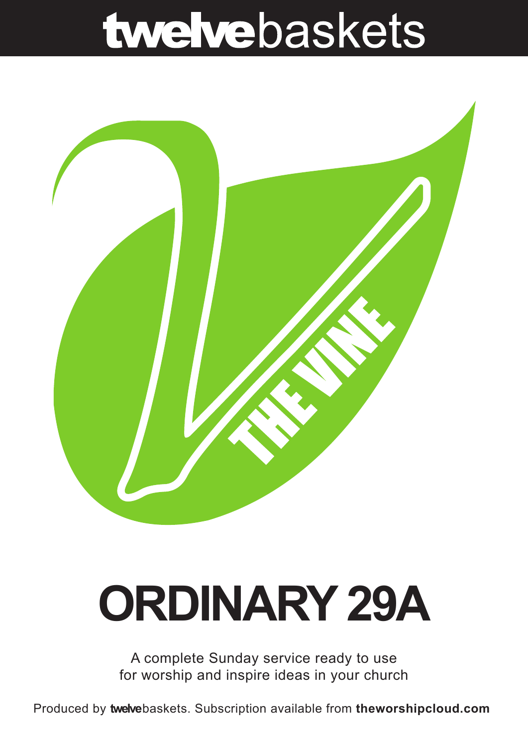# twelvebaskets

THE VINE

# ORDINARY 29A

A complete Sunday service ready to use for worship and inspire ideas in your church

Produced by **twelve**baskets. Subscription available from **theworshipcloud.com**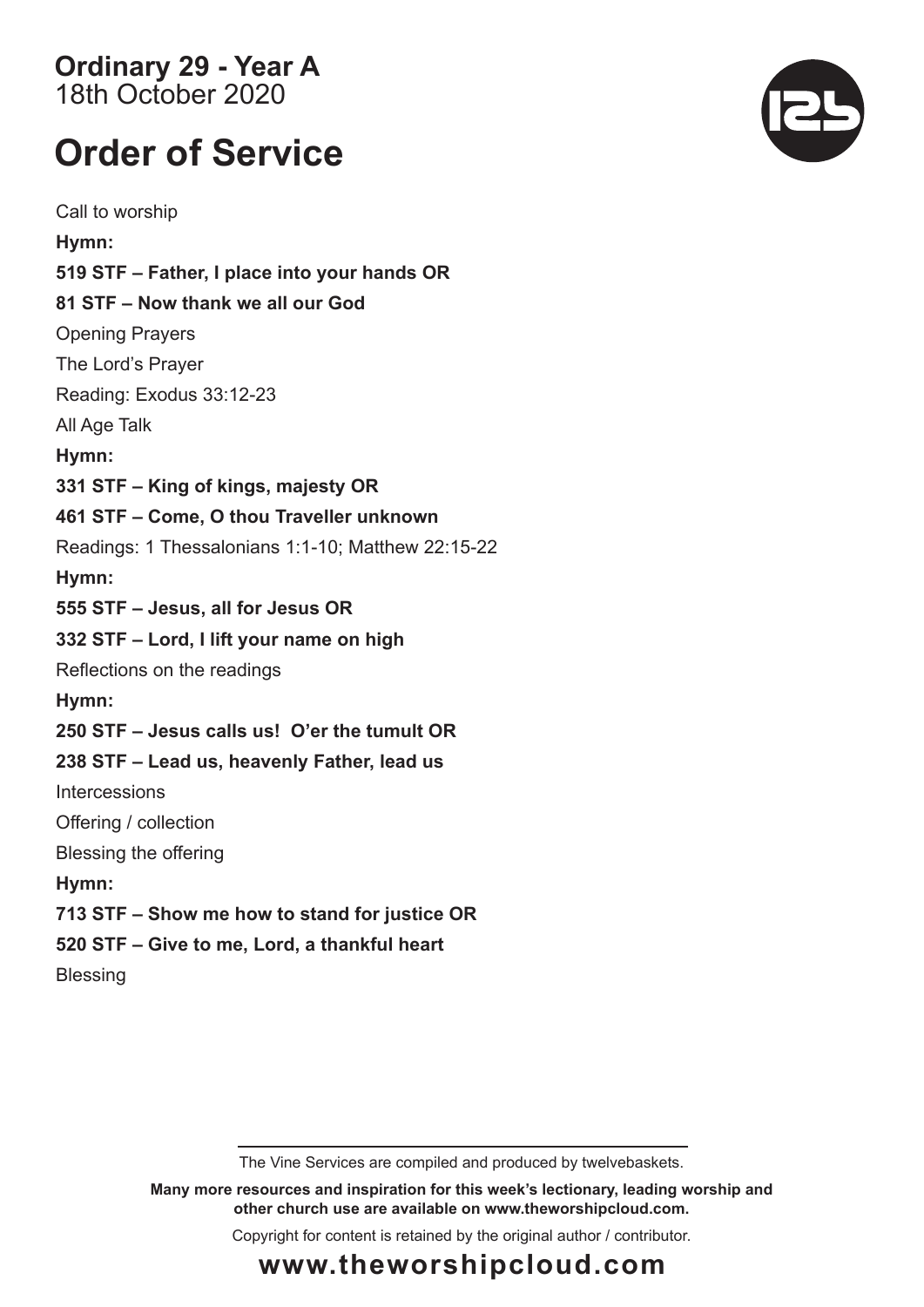**Ordinary 29 - Year A**
18th October 2020

# Order of Service

Call to worship

**Hymn:**

**519 STF – Father, I place into your hands OR**

**81 STF – Now thank we all our God**

Opening Prayers

The Lord's Prayer

Reading: Exodus 33:12-23

All Age Talk

**Hymn:**

**331 STF – King of kings, majesty OR**

**461 STF – Come, O thou Traveller unknown**

Readings: 1 Thessalonians 1:1-10; Matthew 22:15-22

**Hymn:**

**555 STF – Jesus, all for Jesus OR**

**332 STF – Lord, I lift your name on high**

Reflections on the readings

**Hymn:**

**250 STF – Jesus calls us! O'er the tumult OR**

**238 STF – Lead us, heavenly Father, lead us**

Intercessions

Offering / collection

Blessing the offering

**Hymn:**

**713 STF – Show me how to stand for justice OR**

**520 STF – Give to me, Lord, a thankful heart**

Blessing

The Vine Services are compiled and produced by twelvebaskets.

**Many more resources and inspiration for this week's lectionary, leading worship and other church use are available on www.theworshipcloud.com.**

Copyright for content is retained by the original author / contributor.

**www.theworshipcloud.com**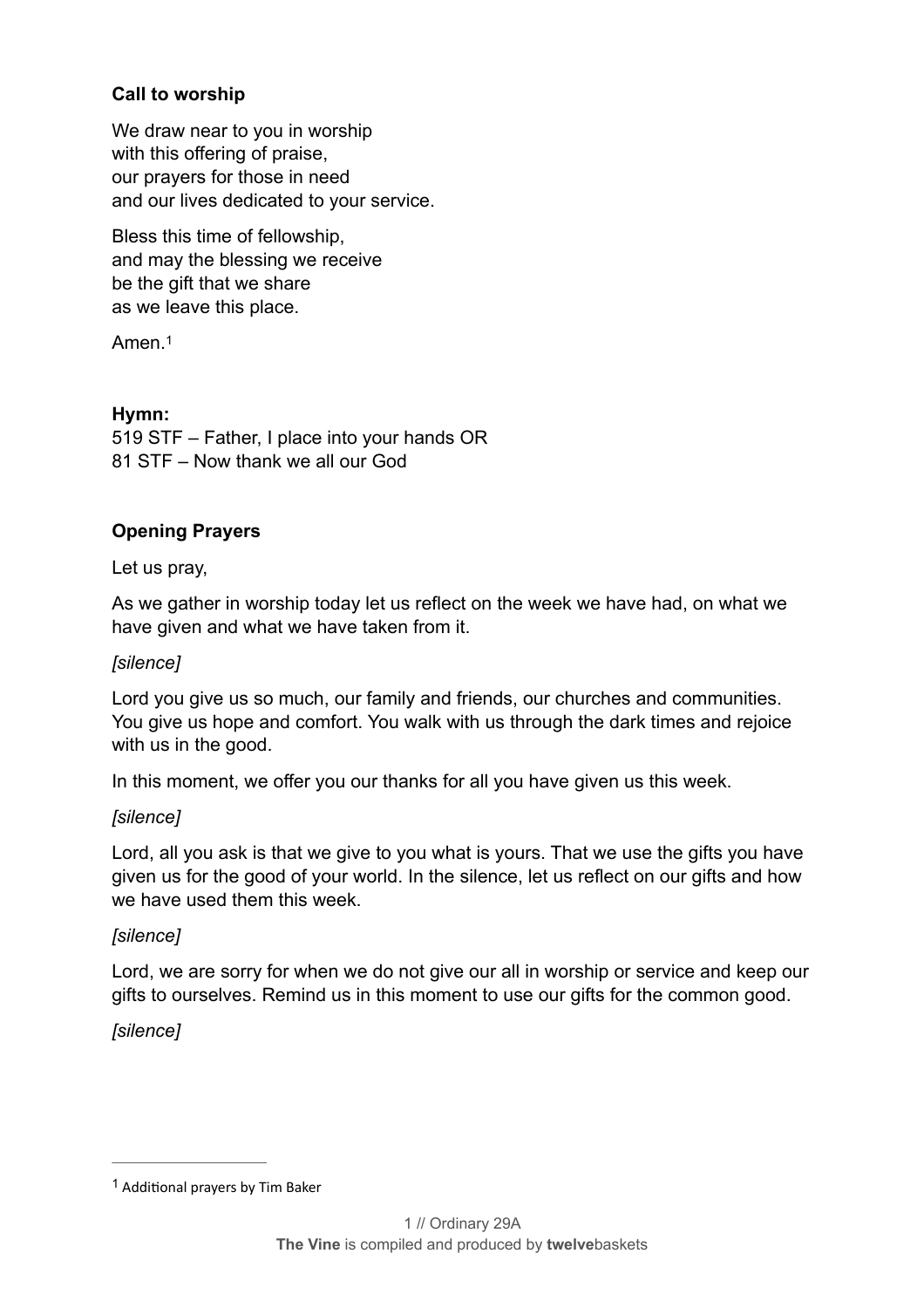**Call to worship**

We draw near to you in worship
with this offering of praise,
our prayers for those in need
and our lives dedicated to your service.

Bless this time of fellowship,
and may the blessing we receive
be the gift that we share
as we leave this place.

Amen.[1]

**Hymn:**
519 STF – Father, I place into your hands OR
81 STF – Now thank we all our God

**Opening Prayers**

Let us pray,

As we gather in worship today let us reflect on the week we have had, on what we have given and what we have taken from it.

*[silence]*

Lord you give us so much, our family and friends, our churches and communities. You give us hope and comfort. You walk with us through the dark times and rejoice with us in the good.

In this moment, we offer you our thanks for all you have given us this week.

*[silence]*

Lord, all you ask is that we give to you what is yours. That we use the gifts you have given us for the good of your world. In the silence, let us reflect on our gifts and how we have used them this week.

*[silence]*

Lord, we are sorry for when we do not give our all in worship or service and keep our gifts to ourselves. Remind us in this moment to use our gifts for the common good.

*[silence]*

---

[1] Additional prayers by Tim Baker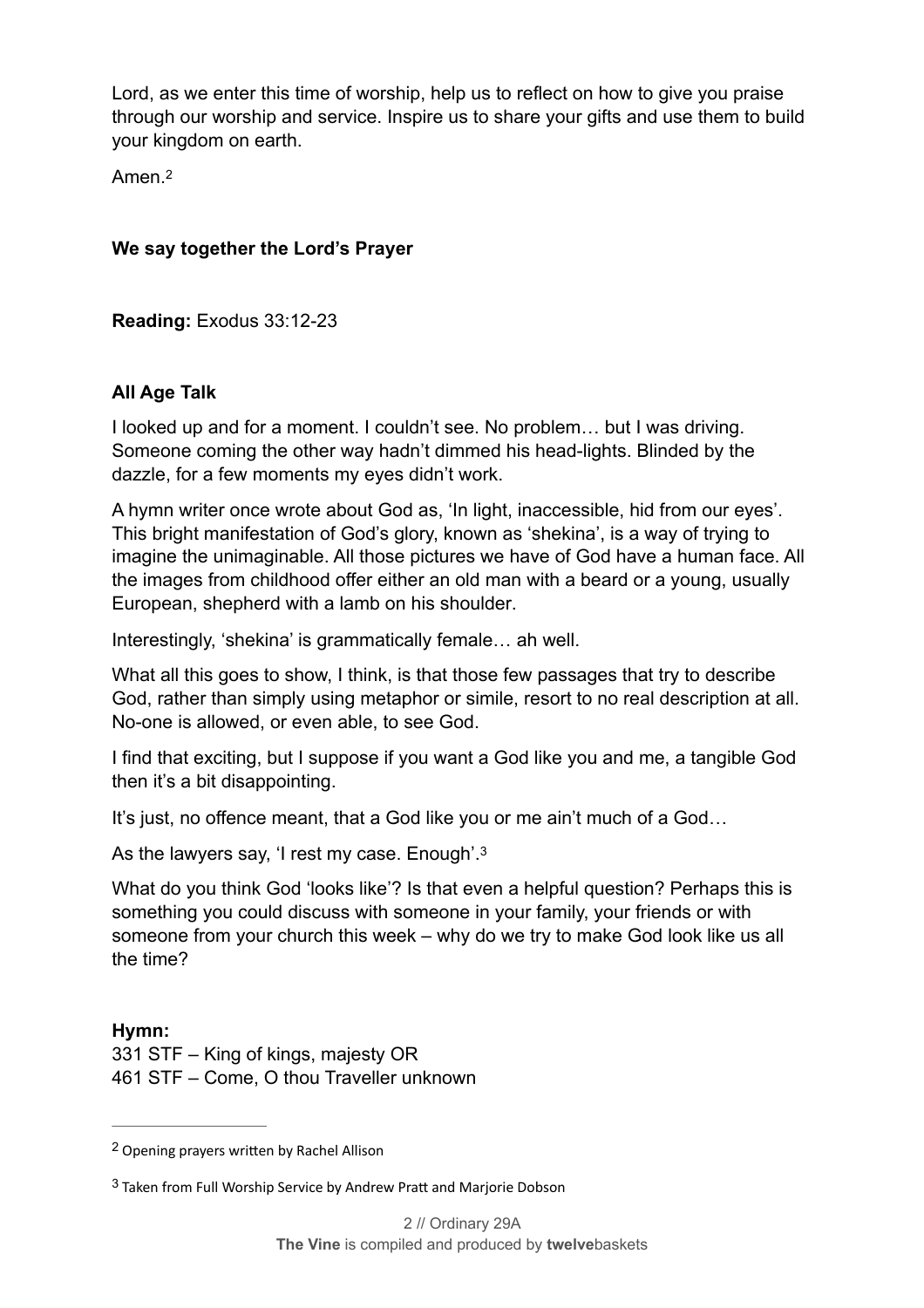Lord, as we enter this time of worship, help us to reflect on how to give you praise through our worship and service. Inspire us to share your gifts and use them to build your kingdom on earth.

Amen.[2]

**We say together the Lord's Prayer**

**Reading:** Exodus 33:12-23

**All Age Talk**

I looked up and for a moment. I couldn't see. No problem… but I was driving. Someone coming the other way hadn't dimmed his head-lights. Blinded by the dazzle, for a few moments my eyes didn't work.

A hymn writer once wrote about God as, 'In light, inaccessible, hid from our eyes'. This bright manifestation of God's glory, known as 'shekina', is a way of trying to imagine the unimaginable. All those pictures we have of God have a human face. All the images from childhood offer either an old man with a beard or a young, usually European, shepherd with a lamb on his shoulder.

Interestingly, 'shekina' is grammatically female… ah well.

What all this goes to show, I think, is that those few passages that try to describe God, rather than simply using metaphor or simile, resort to no real description at all. No-one is allowed, or even able, to see God.

I find that exciting, but I suppose if you want a God like you and me, a tangible God then it's a bit disappointing.

It's just, no offence meant, that a God like you or me ain't much of a God…

As the lawyers say, 'I rest my case. Enough'.[3]

What do you think God 'looks like'? Is that even a helpful question? Perhaps this is something you could discuss with someone in your family, your friends or with someone from your church this week – why do we try to make God look like us all the time?

**Hymn:**
331 STF – King of kings, majesty OR
461 STF – Come, O thou Traveller unknown

---

[2] Opening prayers written by Rachel Allison

[3] Taken from Full Worship Service by Andrew Pratt and Marjorie Dobson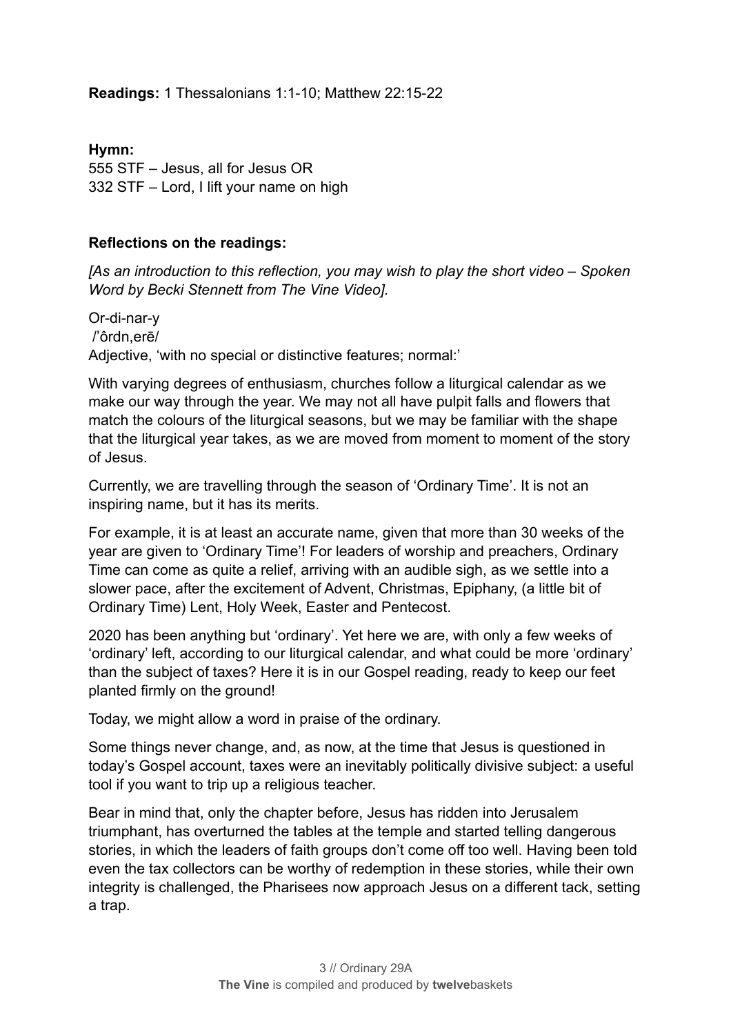**Readings:** 1 Thessalonians 1:1-10; Matthew 22:15-22

**Hymn:**
555 STF – Jesus, all for Jesus OR
332 STF – Lord, I lift your name on high

**Reflections on the readings:**

*[As an introduction to this reflection, you may wish to play the short video – Spoken Word by Becki Stennett from The Vine Video].*

Or-di-nar-y
/'ôrdn,erē/
Adjective, 'with no special or distinctive features; normal:'

With varying degrees of enthusiasm, churches follow a liturgical calendar as we make our way through the year. We may not all have pulpit falls and flowers that match the colours of the liturgical seasons, but we may be familiar with the shape that the liturgical year takes, as we are moved from moment to moment of the story of Jesus.

Currently, we are travelling through the season of 'Ordinary Time'. It is not an inspiring name, but it has its merits.

For example, it is at least an accurate name, given that more than 30 weeks of the year are given to 'Ordinary Time'! For leaders of worship and preachers, Ordinary Time can come as quite a relief, arriving with an audible sigh, as we settle into a slower pace, after the excitement of Advent, Christmas, Epiphany, (a little bit of Ordinary Time) Lent, Holy Week, Easter and Pentecost.

2020 has been anything but 'ordinary'. Yet here we are, with only a few weeks of 'ordinary' left, according to our liturgical calendar, and what could be more 'ordinary' than the subject of taxes? Here it is in our Gospel reading, ready to keep our feet planted firmly on the ground!

Today, we might allow a word in praise of the ordinary.

Some things never change, and, as now, at the time that Jesus is questioned in today's Gospel account, taxes were an inevitably politically divisive subject: a useful tool if you want to trip up a religious teacher.

Bear in mind that, only the chapter before, Jesus has ridden into Jerusalem triumphant, has overturned the tables at the temple and started telling dangerous stories, in which the leaders of faith groups don't come off too well. Having been told even the tax collectors can be worthy of redemption in these stories, while their own integrity is challenged, the Pharisees now approach Jesus on a different tack, setting a trap.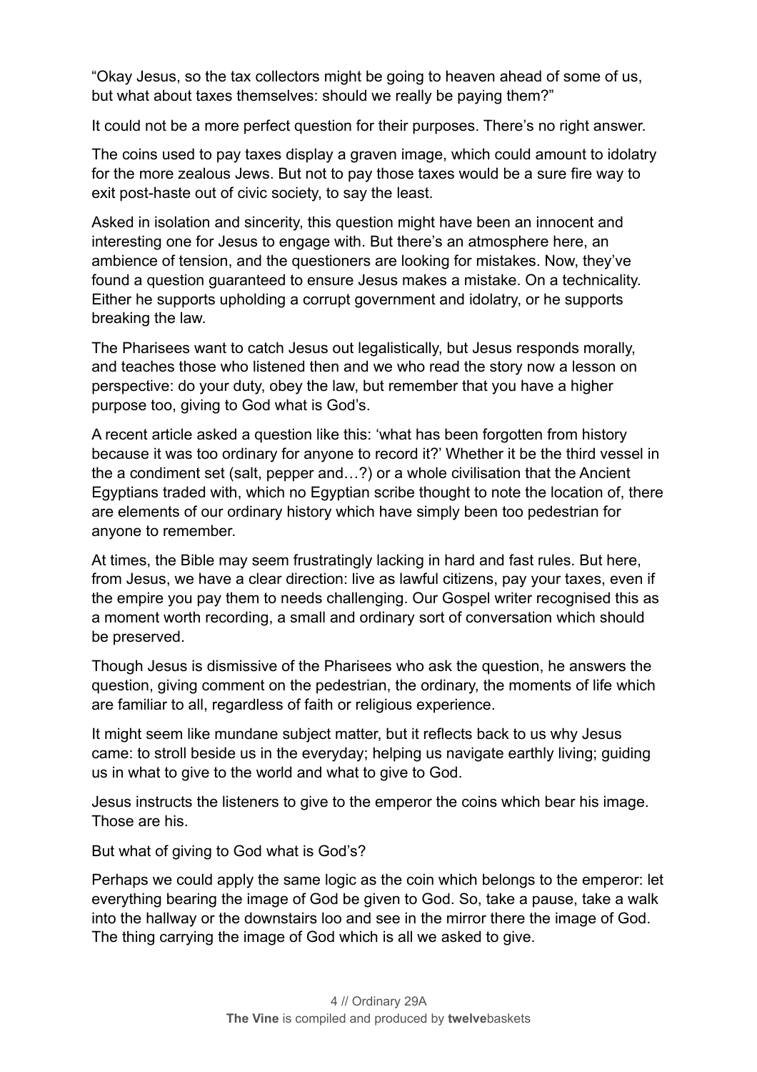"Okay Jesus, so the tax collectors might be going to heaven ahead of some of us, but what about taxes themselves: should we really be paying them?"

It could not be a more perfect question for their purposes. There's no right answer.

The coins used to pay taxes display a graven image, which could amount to idolatry for the more zealous Jews. But not to pay those taxes would be a sure fire way to exit post-haste out of civic society, to say the least.

Asked in isolation and sincerity, this question might have been an innocent and interesting one for Jesus to engage with. But there's an atmosphere here, an ambience of tension, and the questioners are looking for mistakes. Now, they've found a question guaranteed to ensure Jesus makes a mistake. On a technicality. Either he supports upholding a corrupt government and idolatry, or he supports breaking the law.

The Pharisees want to catch Jesus out legalistically, but Jesus responds morally, and teaches those who listened then and we who read the story now a lesson on perspective: do your duty, obey the law, but remember that you have a higher purpose too, giving to God what is God's.

A recent article asked a question like this: 'what has been forgotten from history because it was too ordinary for anyone to record it?' Whether it be the third vessel in the a condiment set (salt, pepper and…?) or a whole civilisation that the Ancient Egyptians traded with, which no Egyptian scribe thought to note the location of, there are elements of our ordinary history which have simply been too pedestrian for anyone to remember.

At times, the Bible may seem frustratingly lacking in hard and fast rules. But here, from Jesus, we have a clear direction: live as lawful citizens, pay your taxes, even if the empire you pay them to needs challenging. Our Gospel writer recognised this as a moment worth recording, a small and ordinary sort of conversation which should be preserved.

Though Jesus is dismissive of the Pharisees who ask the question, he answers the question, giving comment on the pedestrian, the ordinary, the moments of life which are familiar to all, regardless of faith or religious experience.

It might seem like mundane subject matter, but it reflects back to us why Jesus came: to stroll beside us in the everyday; helping us navigate earthly living; guiding us in what to give to the world and what to give to God.

Jesus instructs the listeners to give to the emperor the coins which bear his image. Those are his.

But what of giving to God what is God's?

Perhaps we could apply the same logic as the coin which belongs to the emperor: let everything bearing the image of God be given to God. So, take a pause, take a walk into the hallway or the downstairs loo and see in the mirror there the image of God. The thing carrying the image of God which is all we asked to give.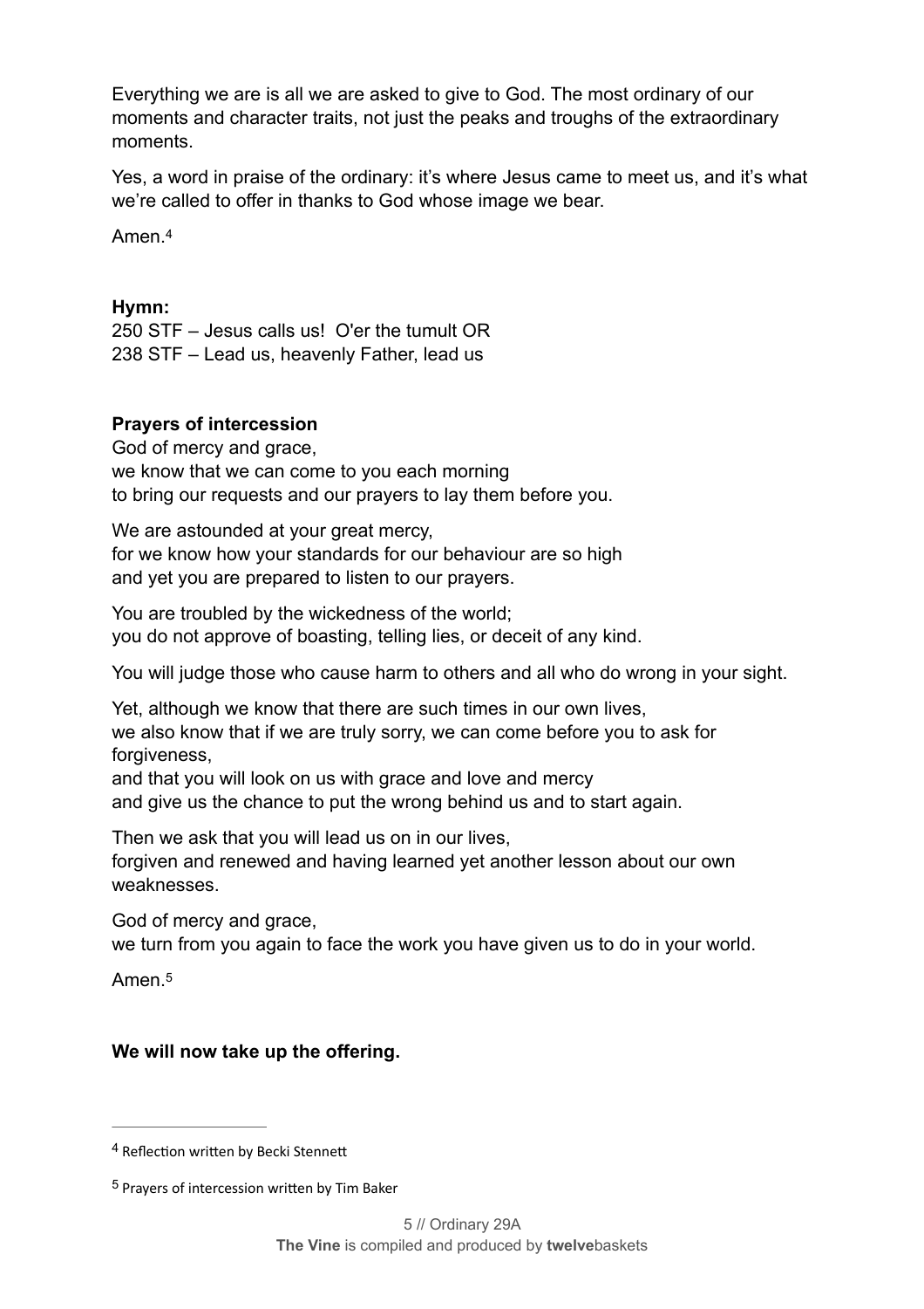Everything we are is all we are asked to give to God. The most ordinary of our moments and character traits, not just the peaks and troughs of the extraordinary moments.

Yes, a word in praise of the ordinary: it's where Jesus came to meet us, and it's what we're called to offer in thanks to God whose image we bear.

Amen.[4]

**Hymn:**
250 STF – Jesus calls us! O'er the tumult OR
238 STF – Lead us, heavenly Father, lead us

**Prayers of intercession**
God of mercy and grace,
we know that we can come to you each morning
to bring our requests and our prayers to lay them before you.

We are astounded at your great mercy,
for we know how your standards for our behaviour are so high
and yet you are prepared to listen to our prayers.

You are troubled by the wickedness of the world;
you do not approve of boasting, telling lies, or deceit of any kind.

You will judge those who cause harm to others and all who do wrong in your sight.

Yet, although we know that there are such times in our own lives,
we also know that if we are truly sorry, we can come before you to ask for forgiveness,
and that you will look on us with grace and love and mercy
and give us the chance to put the wrong behind us and to start again.

Then we ask that you will lead us on in our lives,
forgiven and renewed and having learned yet another lesson about our own weaknesses.

God of mercy and grace,
we turn from you again to face the work you have given us to do in your world.

Amen.[5]

**We will now take up the offering.**

---

[4] Reflection written by Becki Stennett

[5] Prayers of intercession written by Tim Baker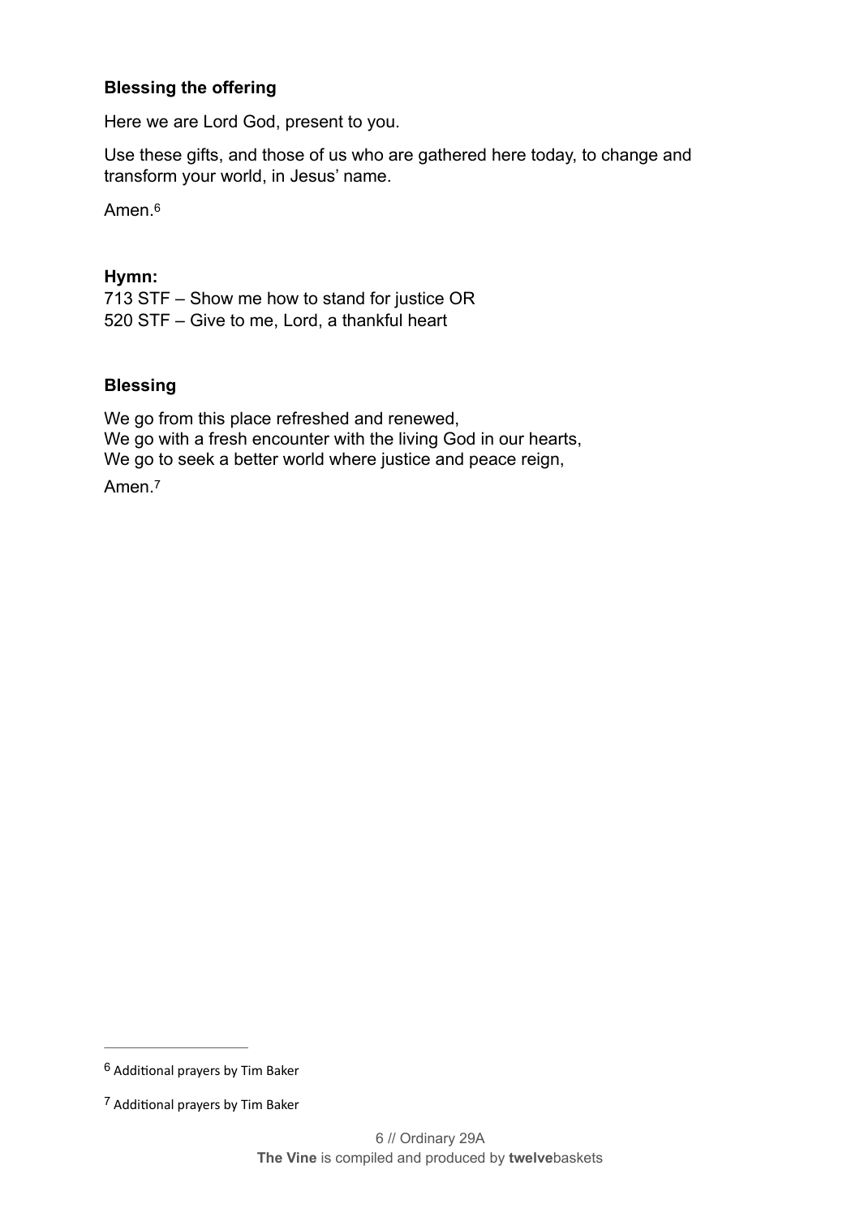**Blessing the offering**

Here we are Lord God, present to you.

Use these gifts, and those of us who are gathered here today, to change and transform your world, in Jesus' name.

Amen.[6]

**Hymn:**
713 STF – Show me how to stand for justice OR
520 STF – Give to me, Lord, a thankful heart

**Blessing**

We go from this place refreshed and renewed,
We go with a fresh encounter with the living God in our hearts,
We go to seek a better world where justice and peace reign,

Amen.[7]

---

[6] Additional prayers by Tim Baker

[7] Additional prayers by Tim Baker